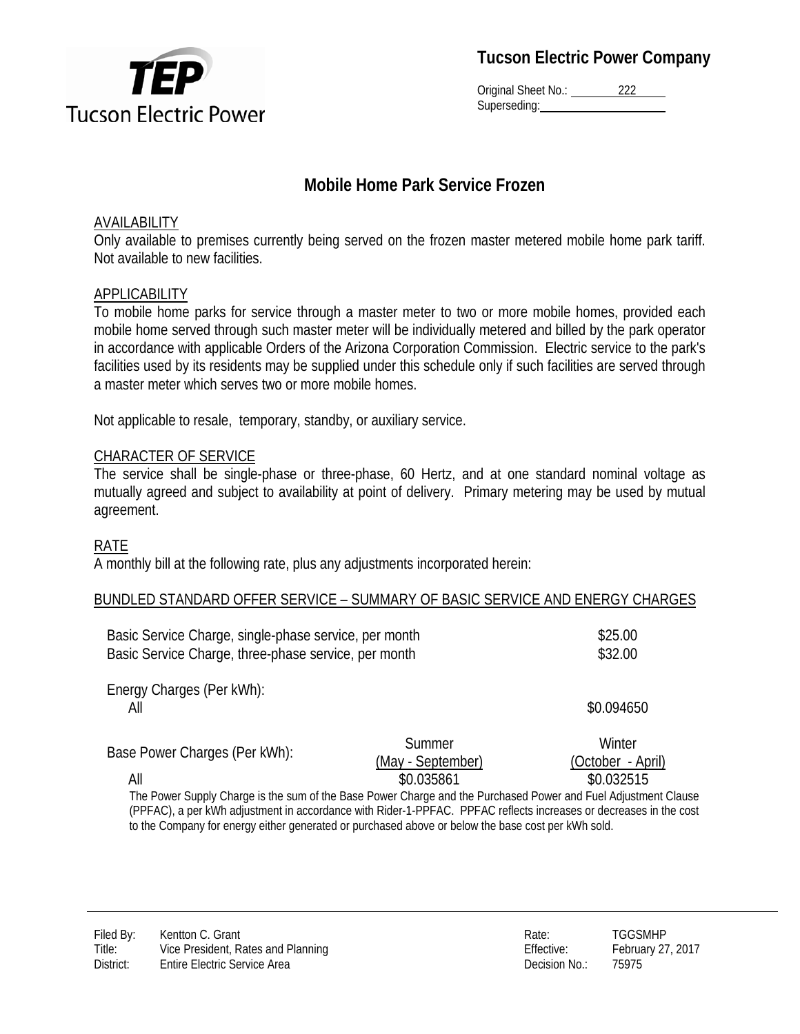**Tucson Electric Power Company**

Original Sheet No.: 222
Superseding:

# Mobile Home Park Service Frozen

## AVAILABILITY

Only available to premises currently being served on the frozen master metered mobile home park tariff. Not available to new facilities.

## APPLICABILITY

To mobile home parks for service through a master meter to two or more mobile homes, provided each mobile home served through such master meter will be individually metered and billed by the park operator in accordance with applicable Orders of the Arizona Corporation Commission. Electric service to the park's facilities used by its residents may be supplied under this schedule only if such facilities are served through a master meter which serves two or more mobile homes.

Not applicable to resale, temporary, standby, or auxiliary service.

## CHARACTER OF SERVICE

The service shall be single-phase or three-phase, 60 Hertz, and at one standard nominal voltage as mutually agreed and subject to availability at point of delivery. Primary metering may be used by mutual agreement.

## RATE

A monthly bill at the following rate, plus any adjustments incorporated herein:

## BUNDLED STANDARD OFFER SERVICE – SUMMARY OF BASIC SERVICE AND ENERGY CHARGES

| | | |
|---|---|---|
| Basic Service Charge, single-phase service, per month | | $25.00 |
| Basic Service Charge, three-phase service, per month | | $32.00 |
| Energy Charges (Per kWh): | | |
| All | | $0.094650 |
| Base Power Charges (Per kWh): | Summer (May - September) | Winter (October - April) |
| All | $0.035861 | $0.032515 |

The Power Supply Charge is the sum of the Base Power Charge and the Purchased Power and Fuel Adjustment Clause (PPFAC), a per kWh adjustment in accordance with Rider-1-PPFAC. PPFAC reflects increases or decreases in the cost to the Company for energy either generated or purchased above or below the base cost per kWh sold.

Filed By: Kentton C. Grant
Title: Vice President, Rates and Planning
District: Entire Electric Service Area

Rate: TGGSMHP
Effective: February 27, 2017
Decision No.: 75975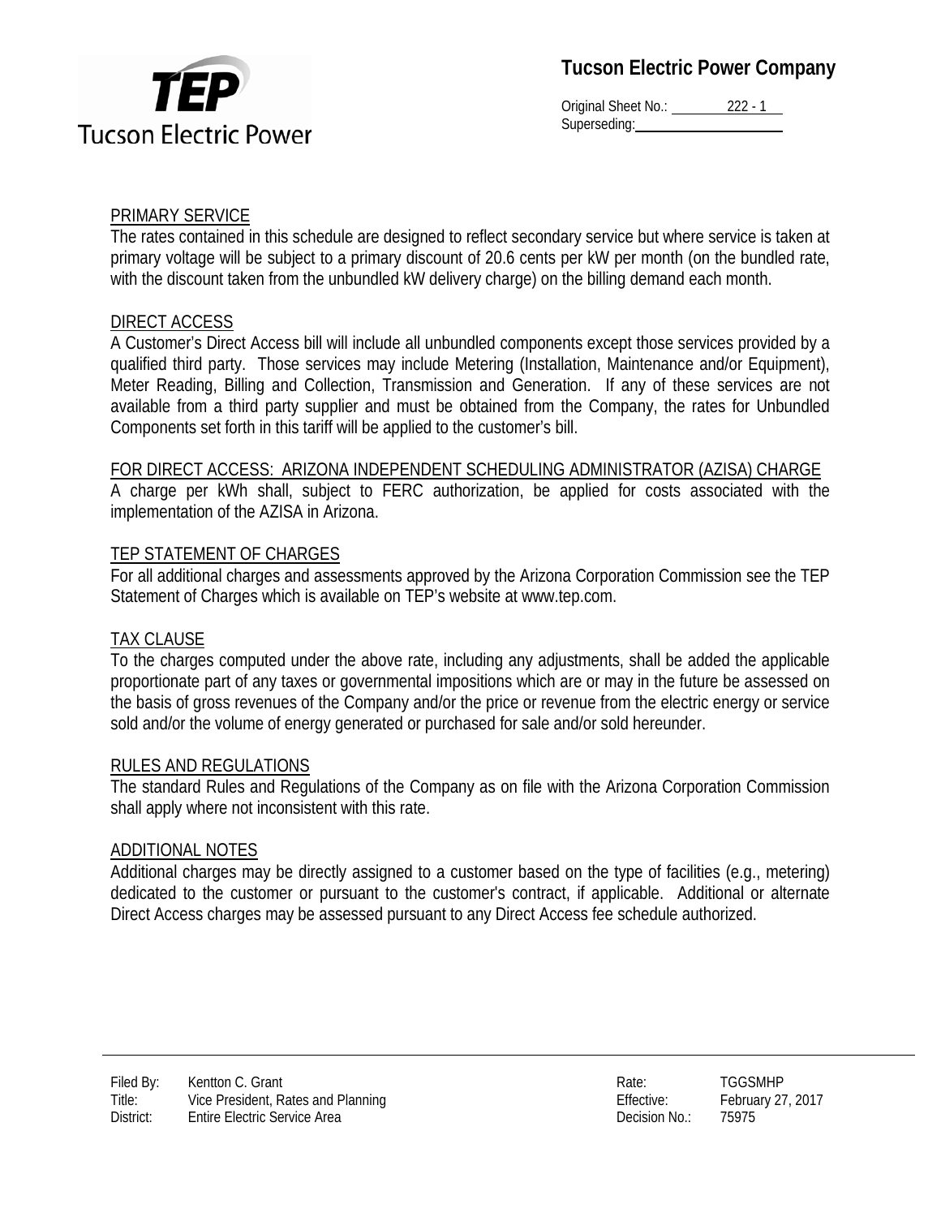## PRIMARY SERVICE

The rates contained in this schedule are designed to reflect secondary service but where service is taken at primary voltage will be subject to a primary discount of 20.6 cents per kW per month (on the bundled rate, with the discount taken from the unbundled kW delivery charge) on the billing demand each month.

## DIRECT ACCESS

A Customer's Direct Access bill will include all unbundled components except those services provided by a qualified third party. Those services may include Metering (Installation, Maintenance and/or Equipment), Meter Reading, Billing and Collection, Transmission and Generation. If any of these services are not available from a third party supplier and must be obtained from the Company, the rates for Unbundled Components set forth in this tariff will be applied to the customer's bill.

## FOR DIRECT ACCESS: ARIZONA INDEPENDENT SCHEDULING ADMINISTRATOR (AZISA) CHARGE

A charge per kWh shall, subject to FERC authorization, be applied for costs associated with the implementation of the AZISA in Arizona.

## TEP STATEMENT OF CHARGES

For all additional charges and assessments approved by the Arizona Corporation Commission see the TEP Statement of Charges which is available on TEP's website at www.tep.com.

## TAX CLAUSE

To the charges computed under the above rate, including any adjustments, shall be added the applicable proportionate part of any taxes or governmental impositions which are or may in the future be assessed on the basis of gross revenues of the Company and/or the price or revenue from the electric energy or service sold and/or the volume of energy generated or purchased for sale and/or sold hereunder.

## RULES AND REGULATIONS

The standard Rules and Regulations of the Company as on file with the Arizona Corporation Commission shall apply where not inconsistent with this rate.

## ADDITIONAL NOTES

Additional charges may be directly assigned to a customer based on the type of facilities (e.g., metering) dedicated to the customer or pursuant to the customer's contract, if applicable. Additional or alternate Direct Access charges may be assessed pursuant to any Direct Access fee schedule authorized.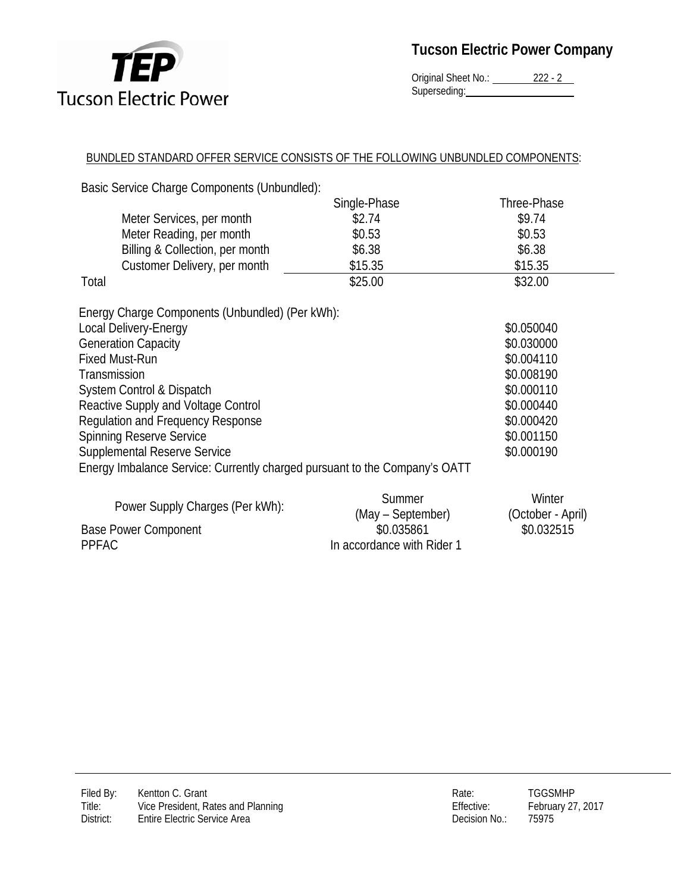**Tucson Electric Power Company**

Original Sheet No.: 222 - 2
Superseding:

BUNDLED STANDARD OFFER SERVICE CONSISTS OF THE FOLLOWING UNBUNDLED COMPONENTS:

Basic Service Charge Components (Unbundled):

| | Single-Phase | Three-Phase |
|---|---|---|
| Meter Services, per month | $2.74 | $9.74 |
| Meter Reading, per month | $0.53 | $0.53 |
| Billing & Collection, per month | $6.38 | $6.38 |
| Customer Delivery, per month | $15.35 | $15.35 |
| Total | $25.00 | $32.00 |

Energy Charge Components (Unbundled) (Per kWh):

| | |
|---|---|
| Local Delivery-Energy | $0.050040 |
| Generation Capacity | $0.030000 |
| Fixed Must-Run | $0.004110 |
| Transmission | $0.008190 |
| System Control & Dispatch | $0.000110 |
| Reactive Supply and Voltage Control | $0.000440 |
| Regulation and Frequency Response | $0.000420 |
| Spinning Reserve Service | $0.001150 |
| Supplemental Reserve Service | $0.000190 |

Energy Imbalance Service: Currently charged pursuant to the Company's OATT

| Power Supply Charges (Per kWh): | Summer (May – September) | Winter (October - April) |
|---|---|---|
| Base Power Component | $0.035861 | $0.032515 |
| PPFAC | In accordance with Rider 1 | |

Filed By: Kentton C. Grant
Title: Vice President, Rates and Planning
District: Entire Electric Service Area

Rate: TGGSMHP
Effective: February 27, 2017
Decision No.: 75975